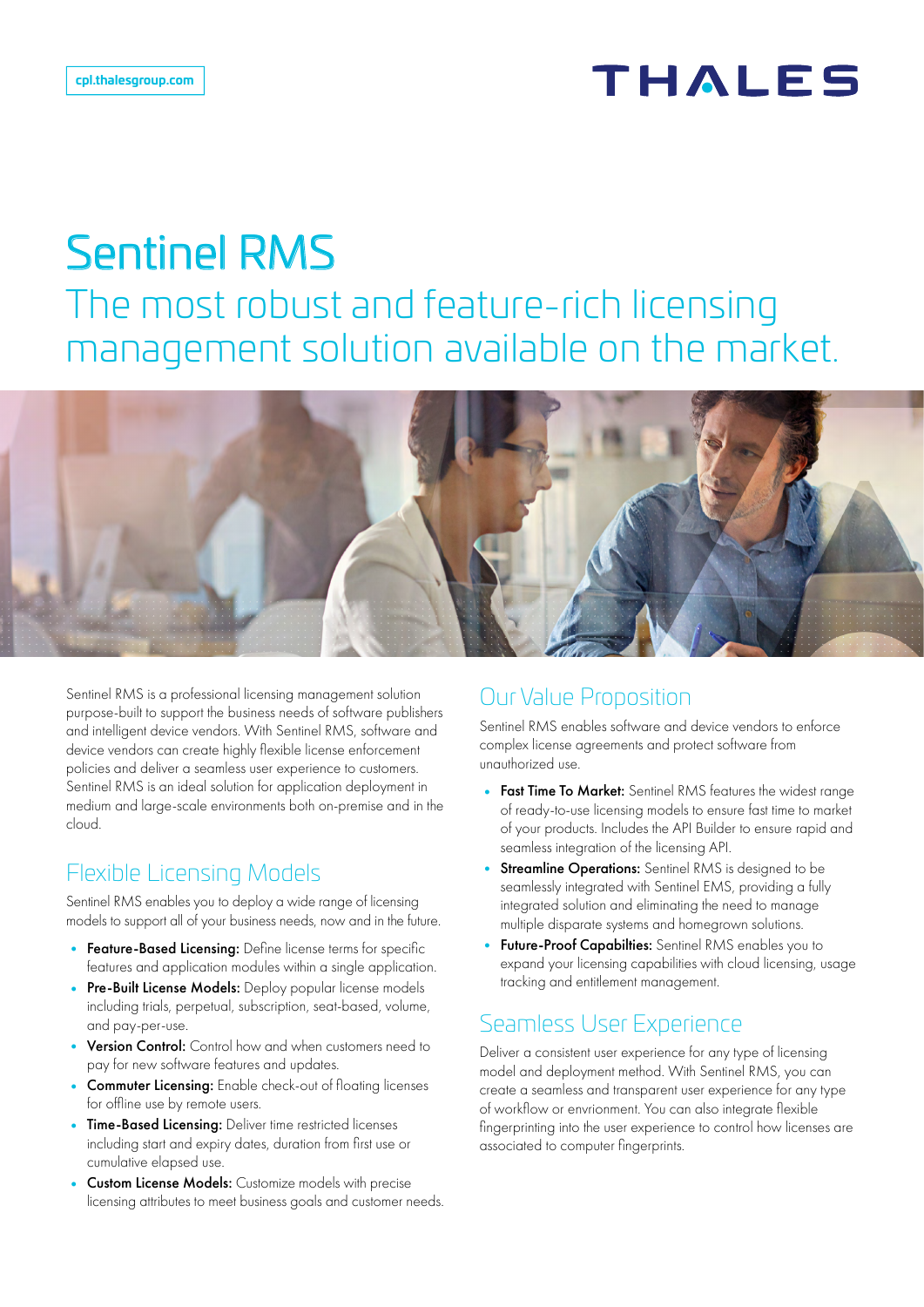cpl.thalesgroup.com

THALES

# Sentinel RMS

## The most robust and feature-rich licensing management solution available on the market.

Sentinel RMS is a professional licensing management solution purpose-built to support the business needs of software publishers and intelligent device vendors. With Sentinel RMS, software and device vendors can create highly flexible license enforcement policies and deliver a seamless user experience to customers. Sentinel RMS is an ideal solution for application deployment in medium and large-scale environments both on-premise and in the cloud.

## Flexible Licensing Models

Sentinel RMS enables you to deploy a wide range of licensing models to support all of your business needs, now and in the future.

- **Feature-Based Licensing:** Define license terms for specific features and application modules within a single application.
- **Pre-Built License Models:** Deploy popular license models including trials, perpetual, subscription, seat-based, volume, and pay-per-use.
- **Version Control:** Control how and when customers need to pay for new software features and updates.
- **Commuter Licensing:** Enable check-out of floating licenses for offline use by remote users.
- **Time-Based Licensing:** Deliver time restricted licenses including start and expiry dates, duration from first use or cumulative elapsed use.
- **Custom License Models:** Customize models with precise licensing attributes to meet business goals and customer needs.

## Our Value Proposition

Sentinel RMS enables software and device vendors to enforce complex license agreements and protect software from unauthorized use.

- **Fast Time To Market:** Sentinel RMS features the widest range of ready-to-use licensing models to ensure fast time to market of your products. Includes the API Builder to ensure rapid and seamless integration of the licensing API.
- **Streamline Operations:** Sentinel RMS is designed to be seamlessly integrated with Sentinel EMS, providing a fully integrated solution and eliminating the need to manage multiple disparate systems and homegrown solutions.
- **Future-Proof Capabilties:** Sentinel RMS enables you to expand your licensing capabilities with cloud licensing, usage tracking and entitlement management.

## Seamless User Experience

Deliver a consistent user experience for any type of licensing model and deployment method. With Sentinel RMS, you can create a seamless and transparent user experience for any type of workflow or envrionment. You can also integrate flexible fingerprinting into the user experience to control how licenses are associated to computer fingerprints.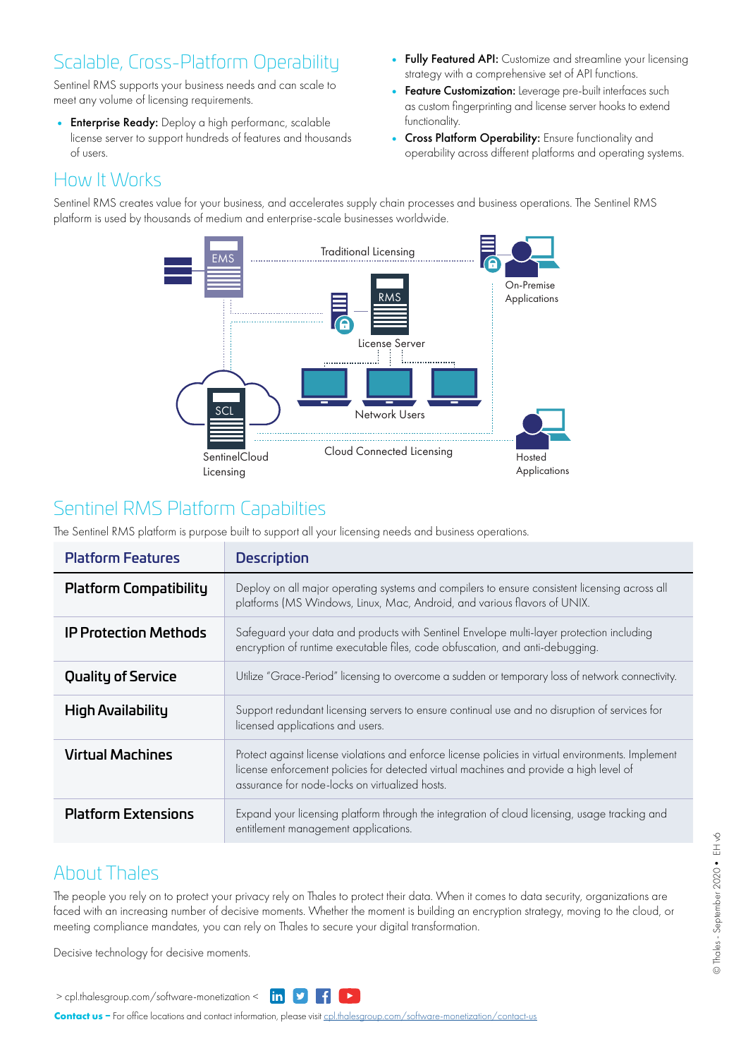## Scalable, Cross-Platform Operability

Sentinel RMS supports your business needs and can scale to meet any volume of licensing requirements.

- **Enterprise Ready:** Deploy a high performanc, scalable license server to support hundreds of features and thousands of users.
- **Fully Featured API:** Customize and streamline your licensing strategy with a comprehensive set of API functions.
- **Feature Customization:** Leverage pre-built interfaces such as custom fingerprinting and license server hooks to extend functionality.
- **Cross Platform Operability:** Ensure functionality and operability across different platforms and operating systems.

## How It Works

Sentinel RMS creates value for your business, and accelerates supply chain processes and business operations. The Sentinel RMS platform is used by thousands of medium and enterprise-scale businesses worldwide.

EMS
Traditional Licensing
On-Premise Applications
RMS
License Server
SCL
Network Users
SentinelCloud Licensing
Cloud Connected Licensing
Hosted Applications

## Sentinel RMS Platform Capabilties

The Sentinel RMS platform is purpose built to support all your licensing needs and business operations.

| Platform Features | Description |
|---|---|
| **Platform Compatibility** | Deploy on all major operating systems and compilers to ensure consistent licensing across all platforms (MS Windows, Linux, Mac, Android, and various flavors of UNIX. |
| **IP Protection Methods** | Safeguard your data and products with Sentinel Envelope multi-layer protection including encryption of runtime executable files, code obfuscation, and anti-debugging. |
| **Quality of Service** | Utilize "Grace-Period" licensing to overcome a sudden or temporary loss of network connectivity. |
| **High Availability** | Support redundant licensing servers to ensure continual use and no disruption of services for licensed applications and users. |
| **Virtual Machines** | Protect against license violations and enforce license policies in virtual environments. Implement license enforcement policies for detected virtual machines and provide a high level of assurance for node-locks on virtualized hosts. |
| **Platform Extensions** | Expand your licensing platform through the integration of cloud licensing, usage tracking and entitlement management applications. |

## About Thales

The people you rely on to protect your privacy rely on Thales to protect their data. When it comes to data security, organizations are faced with an increasing number of decisive moments. Whether the moment is building an encryption strategy, moving to the cloud, or meeting compliance mandates, you can rely on Thales to secure your digital transformation.

Decisive technology for decisive moments.

> cpl.thalesgroup.com/software-monetization <

**Contact us –** For office locations and contact information, please visit cpl.thalesgroup.com/software-monetization/contact-us

© Thales - September 2020 • EH v6